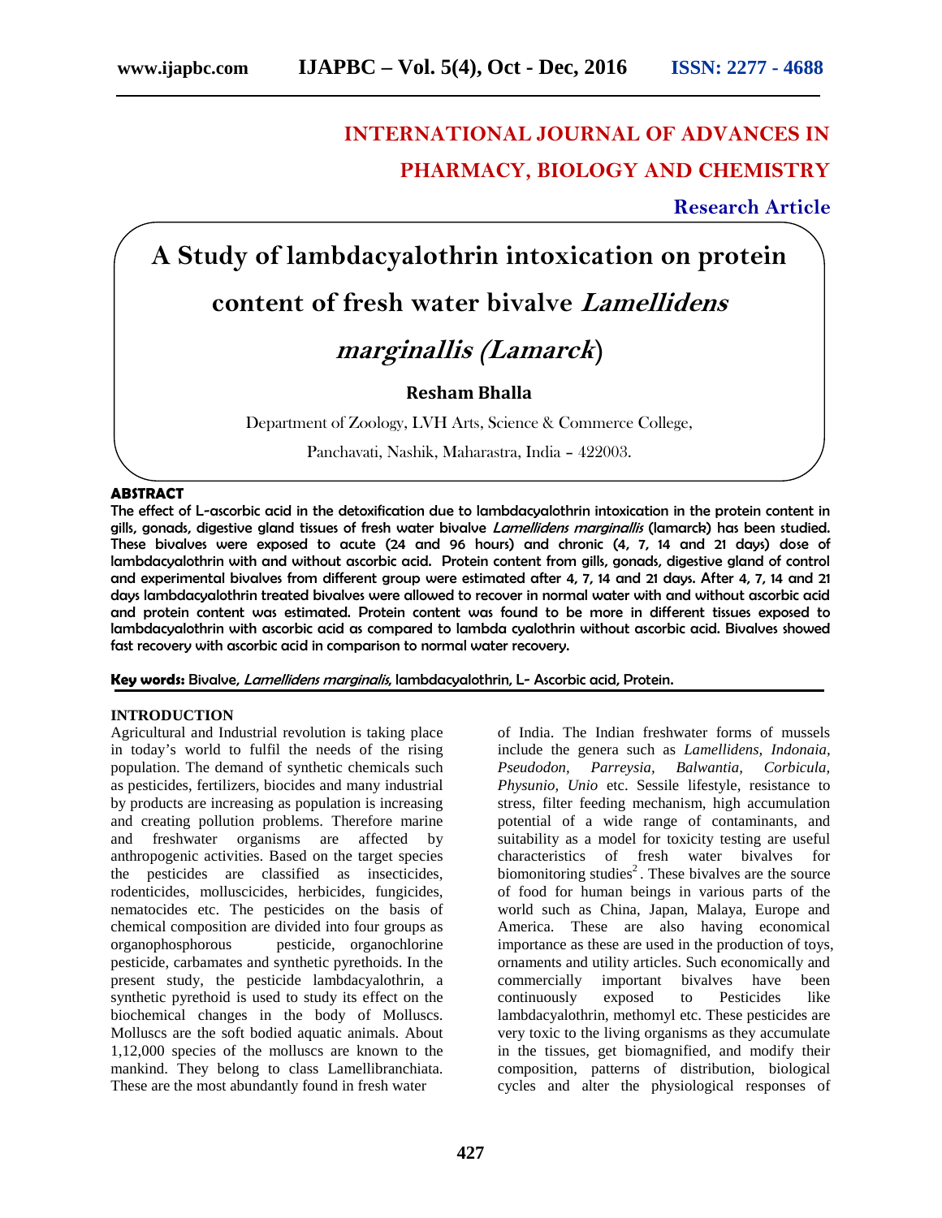# INTERNATIONAL JOURNAL OF ADVANCES IN PHARMACY, BIOLOGY AND CHEMISTRY

**Research Article**

# A Study of lambdacyalothrin intoxication on protein content of fresh water bivalve *Lamellidens marginallis (Lamarck*)

**Resham Bhalla**

Department of Zoology, LVH Arts, Science & Commerce College, Panchavati, Nashik, Maharastra, India – 422003.

## ABSTRACT

The effect of L-ascorbic acid in the detoxification due to lambdacyalothrin intoxication in the protein content in gills, gonads, digestive gland tissues of fresh water bivalve *Lamellidens marginallis* (lamarck) has been studied. These bivalves were exposed to acute (24 and 96 hours) and chronic (4, 7, 14 and 21 days) dose of lambdacyalothrin with and without ascorbic acid. Protein content from gills, gonads, digestive gland of control and experimental bivalves from different group were estimated after 4, 7, 14 and 21 days. After 4, 7, 14 and 21 days lambdacyalothrin treated bivalves were allowed to recover in normal water with and without ascorbic acid and protein content was estimated. Protein content was found to be more in different tissues exposed to lambdacyalothrin with ascorbic acid as compared to lambda cyalothrin without ascorbic acid. Bivalves showed fast recovery with ascorbic acid in comparison to normal water recovery.

**Key words:** Bivalve, *Lamellidens marginalis*, lambdacyalothrin, L- Ascorbic acid, Protein.

## INTRODUCTION

Agricultural and Industrial revolution is taking place in today's world to fulfil the needs of the rising population. The demand of synthetic chemicals such as pesticides, fertilizers, biocides and many industrial by products are increasing as population is increasing and creating pollution problems. Therefore marine and freshwater organisms are affected by anthropogenic activities. Based on the target species the pesticides are classified as insecticides, rodenticides, molluscicides, herbicides, fungicides, nematocides etc. The pesticides on the basis of chemical composition are divided into four groups as organophosphorous pesticide, organochlorine pesticide, carbamates and synthetic pyrethoids. In the present study, the pesticide lambdacyalothrin, a synthetic pyrethoid is used to study its effect on the biochemical changes in the body of Molluscs. Molluscs are the soft bodied aquatic animals. About 1,12,000 species of the molluscs are known to the mankind. They belong to class Lamellibranchiata. These are the most abundantly found in fresh water of India. The Indian freshwater forms of mussels include the genera such as *Lamellidens, Indonaia, Pseudodon, Parreysia, Balwantia, Corbicula, Physunio, Unio* etc. Sessile lifestyle, resistance to stress, filter feeding mechanism, high accumulation potential of a wide range of contaminants, and suitability as a model for toxicity testing are useful characteristics of fresh water bivalves for biomonitoring studies[2]. These bivalves are the source of food for human beings in various parts of the world such as China, Japan, Malaya, Europe and America. These are also having economical importance as these are used in the production of toys, ornaments and utility articles. Such economically and commercially important bivalves have been continuously exposed to Pesticides like lambdacyalothrin, methomyl etc. These pesticides are very toxic to the living organisms as they accumulate in the tissues, get biomagnified, and modify their composition, patterns of distribution, biological cycles and alter the physiological responses of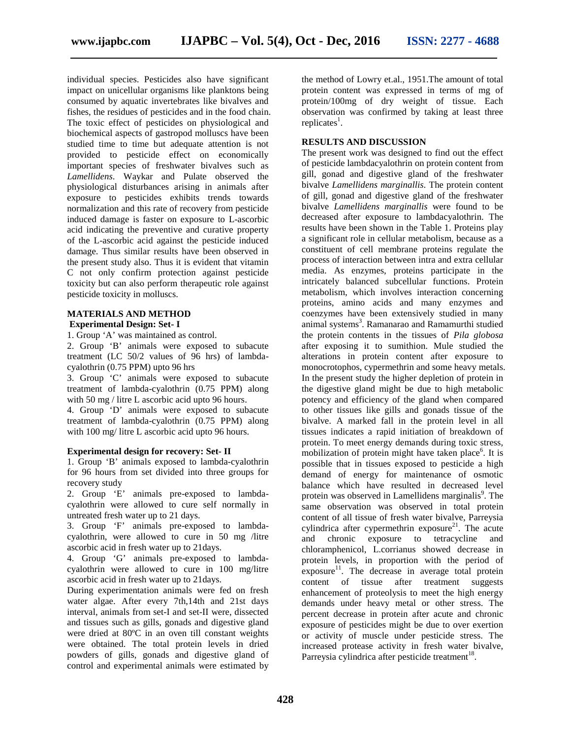individual species. Pesticides also have significant impact on unicellular organisms like planktons being consumed by aquatic invertebrates like bivalves and fishes, the residues of pesticides and in the food chain. The toxic effect of pesticides on physiological and biochemical aspects of gastropod molluscs have been studied time to time but adequate attention is not provided to pesticide effect on economically important species of freshwater bivalves such as *Lamellidens*. Waykar and Pulate observed the physiological disturbances arising in animals after exposure to pesticides exhibits trends towards normalization and this rate of recovery from pesticide induced damage is faster on exposure to L-ascorbic acid indicating the preventive and curative property of the L-ascorbic acid against the pesticide induced damage. Thus similar results have been observed in the present study also. Thus it is evident that vitamin C not only confirm protection against pesticide toxicity but can also perform therapeutic role against pesticide toxicity in molluscs.

## MATERIALS AND METHOD

**Experimental Design: Set- I**

1. Group 'A' was maintained as control.
2. Group 'B' animals were exposed to subacute treatment (LC 50/2 values of 96 hrs) of lambda-cyalothrin (0.75 PPM) upto 96 hrs
3. Group 'C' animals were exposed to subacute treatment of lambda-cyalothrin (0.75 PPM) along with 50 mg / litre L ascorbic acid upto 96 hours.
4. Group 'D' animals were exposed to subacute treatment of lambda-cyalothrin (0.75 PPM) along with 100 mg/ litre L ascorbic acid upto 96 hours.

**Experimental design for recovery: Set- II**

1. Group 'B' animals exposed to lambda-cyalothrin for 96 hours from set divided into three groups for recovery study
2. Group 'E' animals pre-exposed to lambda-cyalothrin were allowed to cure self normally in untreated fresh water up to 21 days.
3. Group 'F' animals pre-exposed to lambda-cyalothrin, were allowed to cure in 50 mg /litre ascorbic acid in fresh water up to 21days.
4. Group 'G' animals pre-exposed to lambda-cyalothrin were allowed to cure in 100 mg/litre ascorbic acid in fresh water up to 21days.

During experimentation animals were fed on fresh water algae. After every 7th,14th and 21st days interval, animals from set-I and set-II were, dissected and tissues such as gills, gonads and digestive gland were dried at 80ºC in an oven till constant weights were obtained. The total protein levels in dried powders of gills, gonads and digestive gland of control and experimental animals were estimated by the method of Lowry et.al., 1951.The amount of total protein content was expressed in terms of mg of protein/100mg of dry weight of tissue. Each observation was confirmed by taking at least three replicates[1].

## RESULTS AND DISCUSSION

The present work was designed to find out the effect of pesticide lambdacyalothrin on protein content from gill, gonad and digestive gland of the freshwater bivalve *Lamellidens marginallis*. The protein content of gill, gonad and digestive gland of the freshwater bivalve *Lamellidens marginallis* were found to be decreased after exposure to lambdacyalothrin. The results have been shown in the Table 1. Proteins play a significant role in cellular metabolism, because as a constituent of cell membrane proteins regulate the process of interaction between intra and extra cellular media. As enzymes, proteins participate in the intricately balanced subcellular functions. Protein metabolism, which involves interaction concerning proteins, amino acids and many enzymes and coenzymes have been extensively studied in many animal systems[3]. Ramanarao and Ramamurthi studied the protein contents in the tissues of *Pila globosa* after exposing it to sumithion. Mule studied the alterations in protein content after exposure to monocrotophos, cypermethrin and some heavy metals. In the present study the higher depletion of protein in the digestive gland might be due to high metabolic potency and efficiency of the gland when compared to other tissues like gills and gonads tissue of the bivalve. A marked fall in the protein level in all tissues indicates a rapid initiation of breakdown of protein. To meet energy demands during toxic stress, mobilization of protein might have taken place[6]. It is possible that in tissues exposed to pesticide a high demand of energy for maintenance of osmotic balance which have resulted in decreased level protein was observed in Lamellidens marginalis[9]. The same observation was observed in total protein content of all tissue of fresh water bivalve, Parreysia cylindrica after cypermethrin exposure[21]. The acute and chronic exposure to tetracycline and chloramphenicol, L.corrianus showed decrease in protein levels, in proportion with the period of exposure[11]. The decrease in average total protein content of tissue after treatment suggests enhancement of proteolysis to meet the high energy demands under heavy metal or other stress. The percent decrease in protein after acute and chronic exposure of pesticides might be due to over exertion or activity of muscle under pesticide stress. The increased protease activity in fresh water bivalve, Parreysia cylindrica after pesticide treatment[18].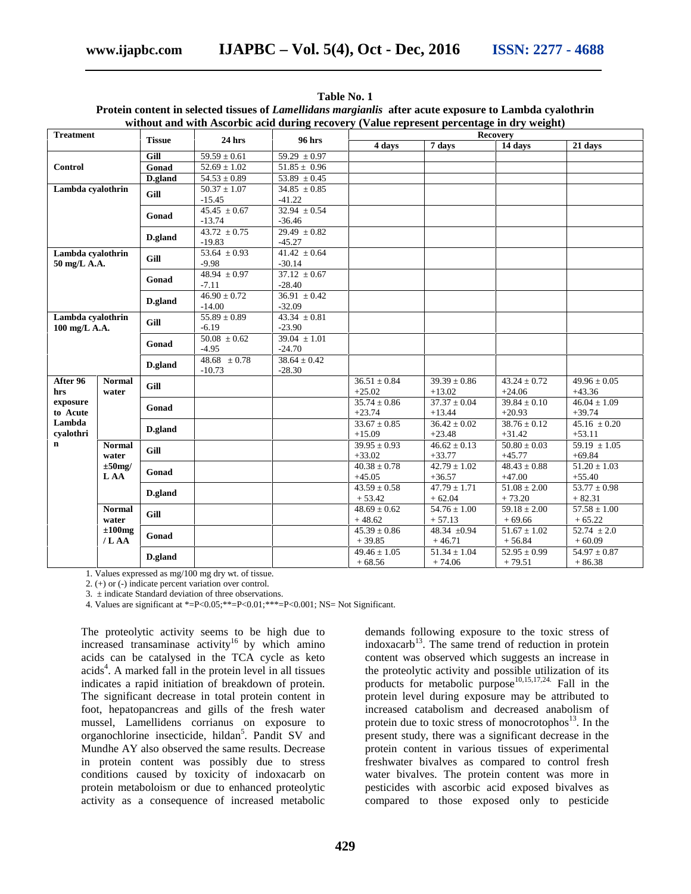**Table No. 1**
**Protein content in selected tissues of *Lamellidans margianlis* after acute exposure to Lambda cyalothrin without and with Ascorbic acid during recovery (Value represent percentage in dry weight)**

| Treatment | | Tissue | 24 hrs | 96 hrs | Recovery | | | |
|---|---|---|---|---|---|---|---|---|
| | | | | | 4 days | 7 days | 14 days | 21 days |
| Control | | Gill | 59.59 ± 0.61 | 59.29 ± 0.97 | | | | |
| | | Gonad | 52.69 ± 1.02 | 51.85 ± 0.96 | | | | |
| | | D.gland | 54.53 ± 0.89 | 53.89 ± 0.45 | | | | |
| Lambda cyalothrin | | Gill | 50.37 ± 1.07 -15.45 | 34.85 ± 0.85 -41.22 | | | | |
| | | Gonad | 45.45 ± 0.67 -13.74 | 32.94 ± 0.54 -36.46 | | | | |
| | | D.gland | 43.72 ± 0.75 -19.83 | 29.49 ± 0.82 -45.27 | | | | |
| Lambda cyalothrin 50 mg/L A.A. | | Gill | 53.64 ± 0.93 -9.98 | 41.42 ± 0.64 -30.14 | | | | |
| | | Gonad | 48.94 ± 0.97 -7.11 | 37.12 ± 0.67 -28.40 | | | | |
| | | D.gland | 46.90 ± 0.72 -14.00 | 36.91 ± 0.42 -32.09 | | | | |
| Lambda cyalothrin 100 mg/L A.A. | | Gill | 55.89 ± 0.89 -6.19 | 43.34 ± 0.81 -23.90 | | | | |
| | | Gonad | 50.08 ± 0.62 -4.95 | 39.04 ± 1.01 -24.70 | | | | |
| | | D.gland | 48.68 ± 0.78 -10.73 | 38.64 ± 0.42 -28.30 | | | | |
| After 96 hrs exposure to Acute Lambda cyalothrin | Normal water | Gill | | | 36.51 ± 0.84 +25.02 | 39.39 ± 0.86 +13.02 | 43.24 ± 0.72 +24.06 | 49.96 ± 0.05 +43.36 |
| | | Gonad | | | 35.74 ± 0.86 +23.74 | 37.37 ± 0.04 +13.44 | 39.84 ± 0.10 +20.93 | 46.04 ± 1.09 +39.74 |
| | | D.gland | | | 33.67 ± 0.85 +15.09 | 36.42 ± 0.02 +23.48 | 38.76 ± 0.12 +31.42 | 45.16 ± 0.20 +53.11 |
| | Normal water ±50mg/ L AA | Gill | | | 39.95 ± 0.93 +33.02 | 46.62 ± 0.13 +33.77 | 50.80 ± 0.03 +45.77 | 59.19 ± 1.05 +69.84 |
| | | Gonad | | | 40.38 ± 0.78 +45.05 | 42.79 ± 1.02 +36.57 | 48.43 ± 0.88 +47.00 | 51.20 ± 1.03 +55.40 |
| | | D.gland | | | 43.59 ± 0.58 + 53.42 | 47.79 ± 1.71 + 62.04 | 51.08 ± 2.00 + 73.20 | 53.77 ± 0.98 + 82.31 |
| | Normal water ±100mg / L AA | Gill | | | 48.69 ± 0.62 + 48.62 | 54.76 ± 1.00 + 57.13 | 59.18 ± 2.00 + 69.66 | 57.58 ± 1.00 + 65.22 |
| | | Gonad | | | 45.39 ± 0.86 + 39.85 | 48.34 ±0.94 + 46.71 | 51.67 ± 1.02 + 56.84 | 52.74 ± 2.0 + 60.09 |
| | | D.gland | | | 49.46 ± 1.05 + 68.56 | 51.34 ± 1.04 + 74.06 | 52.95 ± 0.99 + 79.51 | 54.97 ± 0.87 + 86.38 |

1. Values expressed as mg/100 mg dry wt. of tissue.
2. (+) or (-) indicate percent variation over control.
3. ± indicate Standard deviation of three observations.
4. Values are significant at *=P<0.05;**=P<0.01;***=P<0.001; NS= Not Significant.

The proteolytic activity seems to be high due to increased transaminase activity[16] by which amino acids can be catalysed in the TCA cycle as keto acids[4]. A marked fall in the protein level in all tissues indicates a rapid initiation of breakdown of protein. The significant decrease in total protein content in foot, hepatopancreas and gills of the fresh water mussel, Lamellidens corrianus on exposure to organochlorine insecticide, hildan[5]. Pandit SV and Mundhe AY also observed the same results. Decrease in protein content was possibly due to stress conditions caused by toxicity of indoxacarb on protein metaboloism or due to enhanced proteolytic activity as a consequence of increased metabolic demands following exposure to the toxic stress of indoxacarb[13]. The same trend of reduction in protein content was observed which suggests an increase in the proteolytic activity and possible utilization of its products for metabolic purpose[10,15,17,24]. Fall in the protein level during exposure may be attributed to increased catabolism and decreased anabolism of protein due to toxic stress of monocrotophos[13]. In the present study, there was a significant decrease in the protein content in various tissues of experimental freshwater bivalves as compared to control fresh water bivalves. The protein content was more in pesticides with ascorbic acid exposed bivalves as compared to those exposed only to pesticide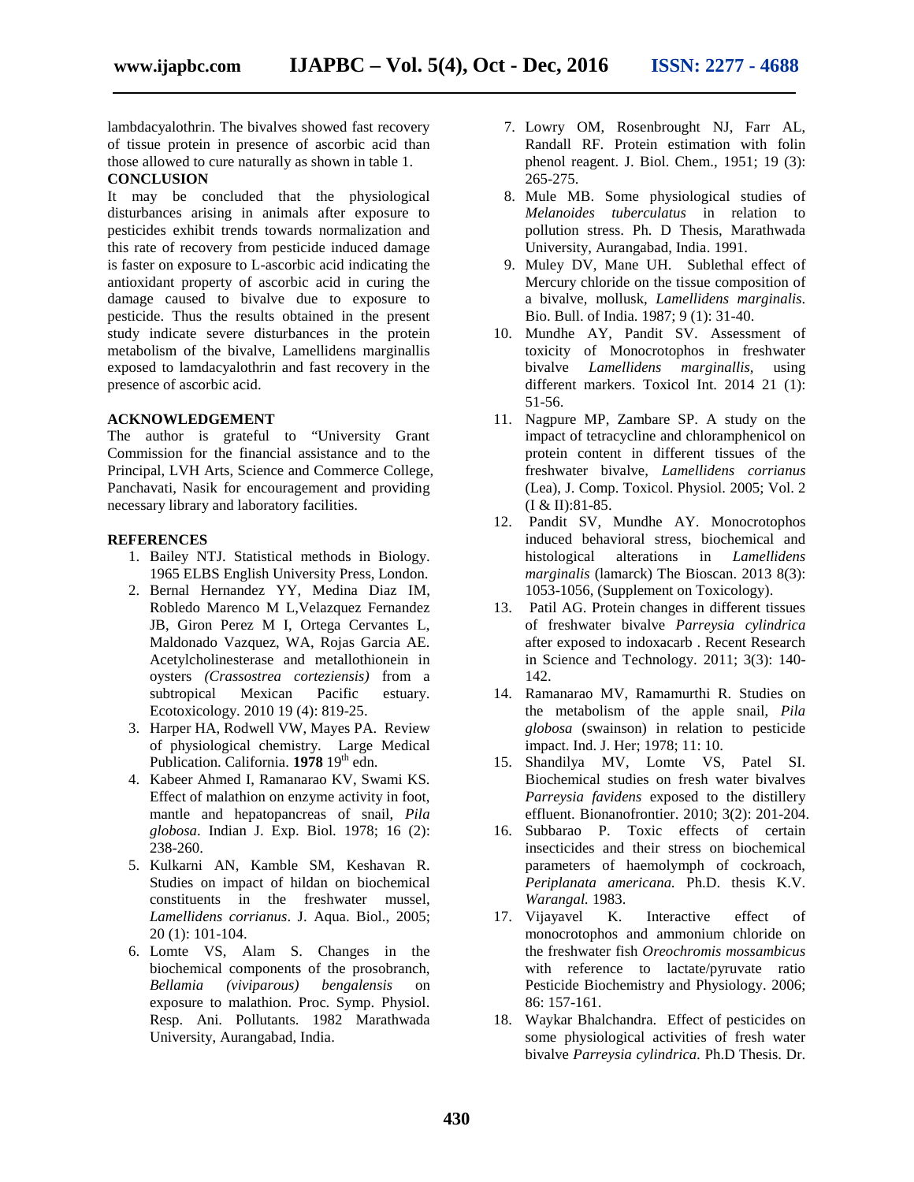lambdacyalothrin. The bivalves showed fast recovery of tissue protein in presence of ascorbic acid than those allowed to cure naturally as shown in table 1.

## CONCLUSION

It may be concluded that the physiological disturbances arising in animals after exposure to pesticides exhibit trends towards normalization and this rate of recovery from pesticide induced damage is faster on exposure to L-ascorbic acid indicating the antioxidant property of ascorbic acid in curing the damage caused to bivalve due to exposure to pesticide. Thus the results obtained in the present study indicate severe disturbances in the protein metabolism of the bivalve, Lamellidens marginallis exposed to lamdacyalothrin and fast recovery in the presence of ascorbic acid.

## ACKNOWLEDGEMENT

The author is grateful to "University Grant Commission for the financial assistance and to the Principal, LVH Arts, Science and Commerce College, Panchavati, Nasik for encouragement and providing necessary library and laboratory facilities.

## REFERENCES

1. Bailey NTJ. Statistical methods in Biology. 1965 ELBS English University Press, London.
2. Bernal Hernandez YY, Medina Diaz IM, Robledo Marenco M L,Velazquez Fernandez JB, Giron Perez M I, Ortega Cervantes L, Maldonado Vazquez, WA, Rojas Garcia AE. Acetylcholinesterase and metallothionein in oysters *(Crassostrea corteziensis)* from a subtropical Mexican Pacific estuary. Ecotoxicology. 2010 19 (4): 819-25.
3. Harper HA, Rodwell VW, Mayes PA. Review of physiological chemistry. Large Medical Publication. California. **1978** 19th edn.
4. Kabeer Ahmed I, Ramanarao KV, Swami KS. Effect of malathion on enzyme activity in foot, mantle and hepatopancreas of snail, *Pila globosa*. Indian J. Exp. Biol. 1978; 16 (2): 238-260.
5. Kulkarni AN, Kamble SM, Keshavan R. Studies on impact of hildan on biochemical constituents in the freshwater mussel, *Lamellidens corrianus*. J. Aqua. Biol., 2005; 20 (1): 101-104.
6. Lomte VS, Alam S. Changes in the biochemical components of the prosobranch, *Bellamia (viviparous) bengalensis* on exposure to malathion. Proc. Symp. Physiol. Resp. Ani. Pollutants. 1982 Marathwada University, Aurangabad, India.
7. Lowry OM, Rosenbrought NJ, Farr AL, Randall RF. Protein estimation with folin phenol reagent. J. Biol. Chem., 1951; 19 (3): 265-275.
8. Mule MB. Some physiological studies of *Melanoides tuberculatus* in relation to pollution stress. Ph. D Thesis, Marathwada University, Aurangabad, India. 1991.
9. Muley DV, Mane UH. Sublethal effect of Mercury chloride on the tissue composition of a bivalve, mollusk, *Lamellidens marginalis*. Bio. Bull. of India. 1987; 9 (1): 31-40.
10. Mundhe AY, Pandit SV. Assessment of toxicity of Monocrotophos in freshwater bivalve *Lamellidens marginallis*, using different markers. Toxicol Int. 2014 21 (1): 51-56.
11. Nagpure MP, Zambare SP. A study on the impact of tetracycline and chloramphenicol on protein content in different tissues of the freshwater bivalve, *Lamellidens corrianus* (Lea), J. Comp. Toxicol. Physiol. 2005; Vol. 2 (I & II):81-85.
12. Pandit SV, Mundhe AY. Monocrotophos induced behavioral stress, biochemical and histological alterations in *Lamellidens marginalis* (lamarck) The Bioscan. 2013 8(3): 1053-1056, (Supplement on Toxicology).
13. Patil AG. Protein changes in different tissues of freshwater bivalve *Parreysia cylindrica* after exposed to indoxacarb . Recent Research in Science and Technology. 2011; 3(3): 140-142.
14. Ramanarao MV, Ramamurthi R. Studies on the metabolism of the apple snail, *Pila globosa* (swainson) in relation to pesticide impact. Ind. J. Her; 1978; 11: 10.
15. Shandilya MV, Lomte VS, Patel SI. Biochemical studies on fresh water bivalves *Parreysia favidens* exposed to the distillery effluent. Bionanofrontier. 2010; 3(2): 201-204.
16. Subbarao P. Toxic effects of certain insecticides and their stress on biochemical parameters of haemolymph of cockroach, *Periplanata americana.* Ph.D. thesis K.V. *Warangal.* 1983.
17. Vijayavel K. Interactive effect of monocrotophos and ammonium chloride on the freshwater fish *Oreochromis mossambicus* with reference to lactate/pyruvate ratio Pesticide Biochemistry and Physiology. 2006; 86: 157-161.
18. Waykar Bhalchandra. Effect of pesticides on some physiological activities of fresh water bivalve *Parreysia cylindrica.* Ph.D Thesis. Dr.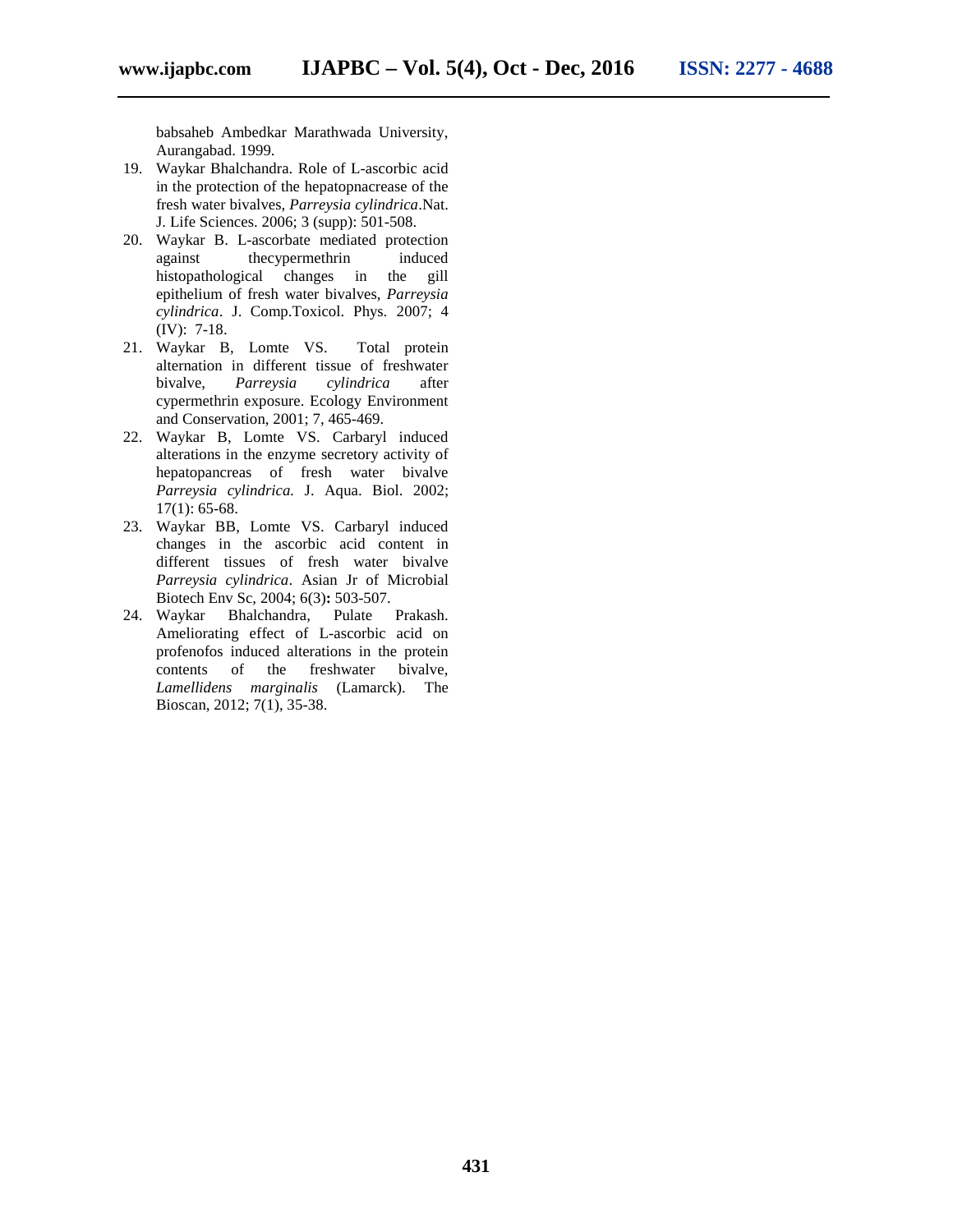babsaheb Ambedkar Marathwada University, Aurangabad. 1999.

19. Waykar Bhalchandra. Role of L-ascorbic acid in the protection of the hepatopnacrease of the fresh water bivalves, *Parreysia cylindrica*.Nat. J. Life Sciences. 2006; 3 (supp): 501-508.
20. Waykar B. L-ascorbate mediated protection against thecypermethrin induced histopathological changes in the gill epithelium of fresh water bivalves, *Parreysia cylindrica*. J. Comp.Toxicol. Phys. 2007; 4 (IV): 7-18.
21. Waykar B, Lomte VS. Total protein alternation in different tissue of freshwater bivalve, *Parreysia cylindrica* after cypermethrin exposure. Ecology Environment and Conservation, 2001; 7, 465-469.
22. Waykar B, Lomte VS. Carbaryl induced alterations in the enzyme secretory activity of hepatopancreas of fresh water bivalve *Parreysia cylindrica.* J. Aqua. Biol. 2002; 17(1): 65-68.
23. Waykar BB, Lomte VS. Carbaryl induced changes in the ascorbic acid content in different tissues of fresh water bivalve *Parreysia cylindrica*. Asian Jr of Microbial Biotech Env Sc, 2004; 6(3)**:** 503-507.
24. Waykar Bhalchandra, Pulate Prakash. Ameliorating effect of L-ascorbic acid on profenofos induced alterations in the protein contents of the freshwater bivalve, *Lamellidens marginalis* (Lamarck). The Bioscan, 2012; 7(1), 35-38.